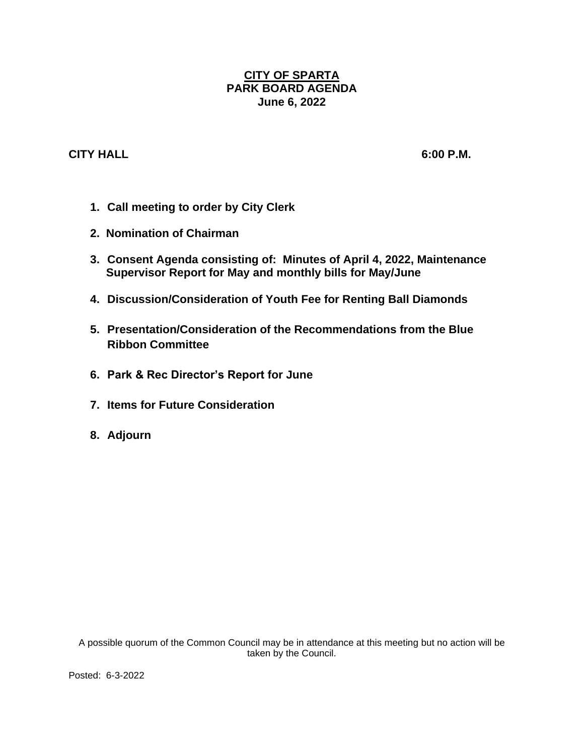# **CITY OF SPARTA**
## PARK BOARD AGENDA
## June 6, 2022

**CITY HALL** **6:00 P.M.**

1. **Call meeting to order by City Clerk**
2. **Nomination of Chairman**
3. **Consent Agenda consisting of: Minutes of April 4, 2022, Maintenance Supervisor Report for May and monthly bills for May/June**
4. **Discussion/Consideration of Youth Fee for Renting Ball Diamonds**
5. **Presentation/Consideration of the Recommendations from the Blue Ribbon Committee**
6. **Park & Rec Director's Report for June**
7. **Items for Future Consideration**
8. **Adjourn**

A possible quorum of the Common Council may be in attendance at this meeting but no action will be taken by the Council.

Posted: 6-3-2022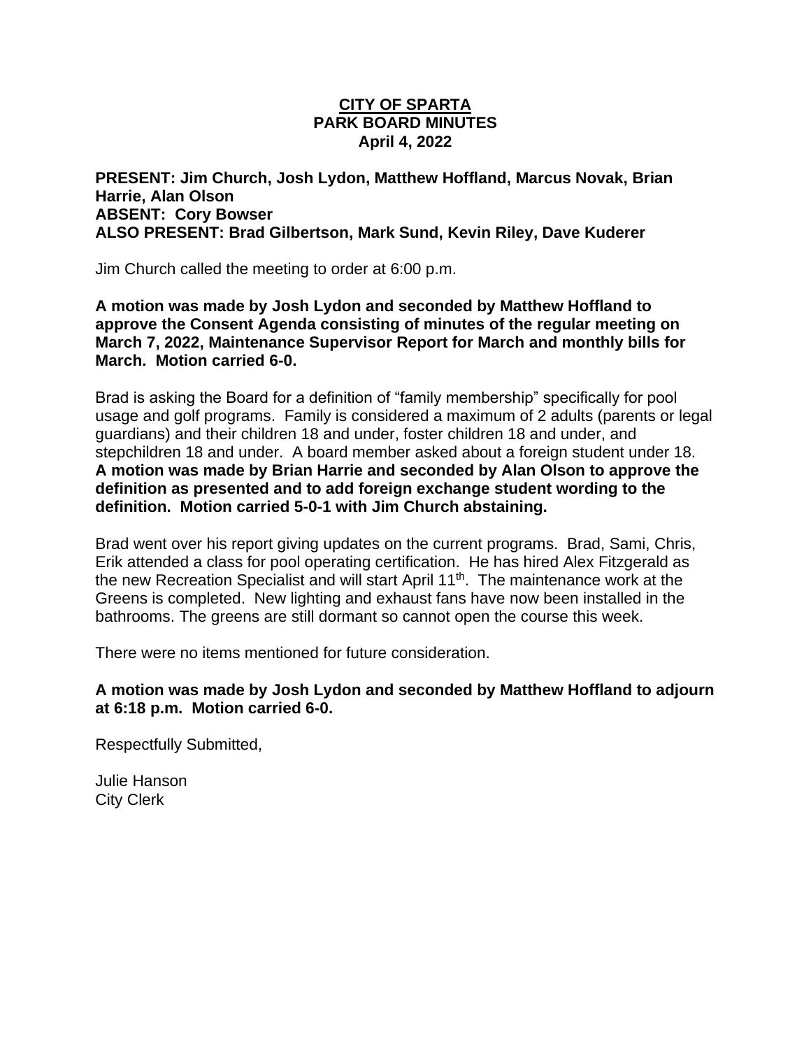# CITY OF SPARTA
## PARK BOARD MINUTES
### April 4, 2022

**PRESENT: Jim Church, Josh Lydon, Matthew Hoffland, Marcus Novak, Brian Harrie, Alan Olson**
**ABSENT: Cory Bowser**
**ALSO PRESENT: Brad Gilbertson, Mark Sund, Kevin Riley, Dave Kuderer**

Jim Church called the meeting to order at 6:00 p.m.

**A motion was made by Josh Lydon and seconded by Matthew Hoffland to approve the Consent Agenda consisting of minutes of the regular meeting on March 7, 2022, Maintenance Supervisor Report for March and monthly bills for March. Motion carried 6-0.**

Brad is asking the Board for a definition of "family membership" specifically for pool usage and golf programs. Family is considered a maximum of 2 adults (parents or legal guardians) and their children 18 and under, foster children 18 and under, and stepchildren 18 and under. A board member asked about a foreign student under 18. **A motion was made by Brian Harrie and seconded by Alan Olson to approve the definition as presented and to add foreign exchange student wording to the definition. Motion carried 5-0-1 with Jim Church abstaining.**

Brad went over his report giving updates on the current programs. Brad, Sami, Chris, Erik attended a class for pool operating certification. He has hired Alex Fitzgerald as the new Recreation Specialist and will start April 11th. The maintenance work at the Greens is completed. New lighting and exhaust fans have now been installed in the bathrooms. The greens are still dormant so cannot open the course this week.

There were no items mentioned for future consideration.

**A motion was made by Josh Lydon and seconded by Matthew Hoffland to adjourn at 6:18 p.m. Motion carried 6-0.**

Respectfully Submitted,

Julie Hanson
City Clerk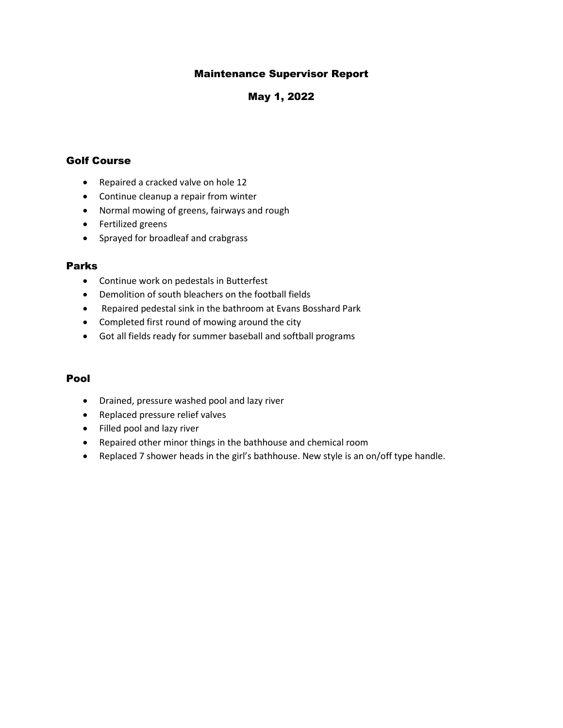# Maintenance Supervisor Report

## May 1, 2022

### Golf Course

- Repaired a cracked valve on hole 12
- Continue cleanup a repair from winter
- Normal mowing of greens, fairways and rough
- Fertilized greens
- Sprayed for broadleaf and crabgrass

### Parks

- Continue work on pedestals in Butterfest
- Demolition of south bleachers on the football fields
- Repaired pedestal sink in the bathroom at Evans Bosshard Park
- Completed first round of mowing around the city
- Got all fields ready for summer baseball and softball programs

### Pool

- Drained, pressure washed pool and lazy river
- Replaced pressure relief valves
- Filled pool and lazy river
- Repaired other minor things in the bathhouse and chemical room
- Replaced 7 shower heads in the girl's bathhouse. New style is an on/off type handle.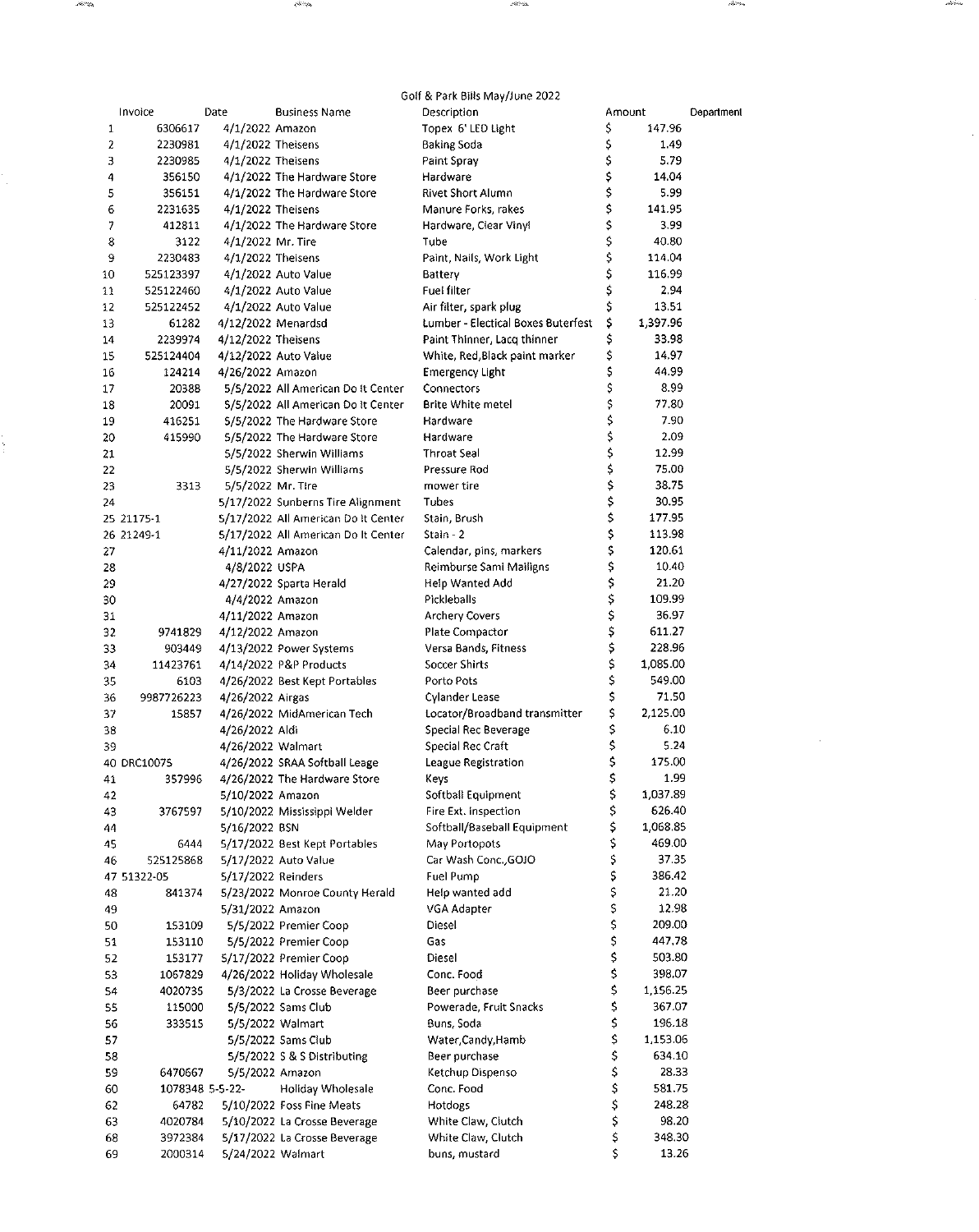Golf & Park Bills May/June 2022

| | Invoice | Date | Business Name | Description | Amount | Department |
|---|---|---|---|---|---|---|
| 1 | 6306617 | 4/1/2022 | Amazon | Topex 6' LED Light | $ 147.96 | |
| 2 | 2230981 | 4/1/2022 | Theisens | Baking Soda | $ 1.49 | |
| 3 | 2230985 | 4/1/2022 | Theisens | Paint Spray | $ 5.79 | |
| 4 | 356150 | 4/1/2022 | The Hardware Store | Hardware | $ 14.04 | |
| 5 | 356151 | 4/1/2022 | The Hardware Store | Rivet Short Alumn | $ 5.99 | |
| 6 | 2231635 | 4/1/2022 | Theisens | Manure Forks, rakes | $ 141.95 | |
| 7 | 412811 | 4/1/2022 | The Hardware Store | Hardware, Clear Vinyl | $ 3.99 | |
| 8 | 3122 | 4/1/2022 | Mr. Tire | Tube | $ 40.80 | |
| 9 | 2230483 | 4/1/2022 | Theisens | Paint, Nails, Work Light | $ 114.04 | |
| 10 | 525123397 | 4/1/2022 | Auto Value | Battery | $ 116.99 | |
| 11 | 525122460 | 4/1/2022 | Auto Value | Fuel filter | $ 2.94 | |
| 12 | 525122452 | 4/1/2022 | Auto Value | Air filter, spark plug | $ 13.51 | |
| 13 | 61282 | 4/12/2022 | Menardsd | Lumber - Electical Boxes Buterfest | $ 1,397.96 | |
| 14 | 2239974 | 4/12/2022 | Theisens | Paint Thinner, Lacq thinner | $ 33.98 | |
| 15 | 525124404 | 4/12/2022 | Auto Value | White, Red,Black paint marker | $ 14.97 | |
| 16 | 124214 | 4/26/2022 | Amazon | Emergency Light | $ 44.99 | |
| 17 | 20388 | 5/5/2022 | All American Do It Center | Connectors | $ 8.99 | |
| 18 | 20091 | 5/5/2022 | All American Do It Center | Brite White metel | $ 77.80 | |
| 19 | 416251 | 5/5/2022 | The Hardware Store | Hardware | $ 7.90 | |
| 20 | 415990 | 5/5/2022 | The Hardware Store | Hardware | $ 2.09 | |
| 21 | | 5/5/2022 | Sherwin Williams | Throat Seal | $ 12.99 | |
| 22 | | 5/5/2022 | Sherwin Williams | Pressure Rod | $ 75.00 | |
| 23 | 3313 | 5/5/2022 | Mr. Tire | mower tire | $ 38.75 | |
| 24 | | 5/17/2022 | Sunberns Tire Alignment | Tubes | $ 30.95 | |
| 25 | 21175-1 | 5/17/2022 | All American Do It Center | Stain, Brush | $ 177.95 | |
| 26 | 21249-1 | 5/17/2022 | All American Do It Center | Stain - 2 | $ 113.98 | |
| 27 | | 4/11/2022 | Amazon | Calendar, pins, markers | $ 120.61 | |
| 28 | | 4/8/2022 | USPA | Reimburse Sami Mailigns | $ 10.40 | |
| 29 | | 4/27/2022 | Sparta Herald | Help Wanted Add | $ 21.20 | |
| 30 | | 4/4/2022 | Amazon | Pickleballs | $ 109.99 | |
| 31 | | 4/11/2022 | Amazon | Archery Covers | $ 36.97 | |
| 32 | 9741829 | 4/12/2022 | Amazon | Plate Compactor | $ 611.27 | |
| 33 | 903449 | 4/13/2022 | Power Systems | Versa Bands, Fitness | $ 228.96 | |
| 34 | 11423761 | 4/14/2022 | P&P Products | Soccer Shirts | $ 1,085.00 | |
| 35 | 6103 | 4/26/2022 | Best Kept Portables | Porto Pots | $ 549.00 | |
| 36 | 9987726223 | 4/26/2022 | Airgas | Cylander Lease | $ 71.50 | |
| 37 | 15857 | 4/26/2022 | MidAmerican Tech | Locator/Broadband transmitter | $ 2,125.00 | |
| 38 | | 4/26/2022 | Aldi | Special Rec Beverage | $ 6.10 | |
| 39 | | 4/26/2022 | Walmart | Special Rec Craft | $ 5.24 | |
| 40 | DRC10075 | 4/26/2022 | SRAA Softball Leage | League Registration | $ 175.00 | |
| 41 | 357996 | 4/26/2022 | The Hardware Store | Keys | $ 1.99 | |
| 42 | | 5/10/2022 | Amazon | Softball Equipment | $ 1,037.89 | |
| 43 | 3767597 | 5/10/2022 | Mississippi Welder | Fire Ext. Inspection | $ 626.40 | |
| 44 | | 5/16/2022 | BSN | Softball/Baseball Equipment | $ 1,068.85 | |
| 45 | 6444 | 5/17/2022 | Best Kept Portables | May Portopots | $ 469.00 | |
| 46 | 525125868 | 5/17/2022 | Auto Value | Car Wash Conc.,GOJO | $ 37.35 | |
| 47 | 51322-05 | 5/17/2022 | Reinders | Fuel Pump | $ 386.42 | |
| 48 | 841374 | 5/23/2022 | Monroe County Herald | Help wanted add | $ 21.20 | |
| 49 | | 5/31/2022 | Amazon | VGA Adapter | $ 12.98 | |
| 50 | 153109 | 5/5/2022 | Premier Coop | Diesel | $ 209.00 | |
| 51 | 153110 | 5/5/2022 | Premier Coop | Gas | $ 447.78 | |
| 52 | 153177 | 5/17/2022 | Premier Coop | Diesel | $ 503.80 | |
| 53 | 1067829 | 4/26/2022 | Holiday Wholesale | Conc. Food | $ 398.07 | |
| 54 | 4020735 | 5/3/2022 | La Crosse Beverage | Beer purchase | $ 1,156.25 | |
| 55 | 115000 | 5/5/2022 | Sams Club | Powerade, Fruit Snacks | $ 367.07 | |
| 56 | 333515 | 5/5/2022 | Walmart | Buns, Soda | $ 196.18 | |
| 57 | | 5/5/2022 | Sams Club | Water,Candy,Hamb | $ 1,153.06 | |
| 58 | | 5/5/2022 | S & S Distributing | Beer purchase | $ 634.10 | |
| 59 | 6470667 | 5/5/2022 | Amazon | Ketchup Dispenso | $ 28.33 | |
| 60 | 1078348 | 5-5-22- | Holiday Wholesale | Conc. Food | $ 581.75 | |
| 62 | 64782 | 5/10/2022 | Foss Fine Meats | Hotdogs | $ 248.28 | |
| 63 | 4020784 | 5/10/2022 | La Crosse Beverage | White Claw, Clutch | $ 98.20 | |
| 68 | 3972384 | 5/17/2022 | La Crosse Beverage | White Claw, Clutch | $ 348.30 | |
| 69 | 2000314 | 5/24/2022 | Walmart | buns, mustard | $ 13.26 | |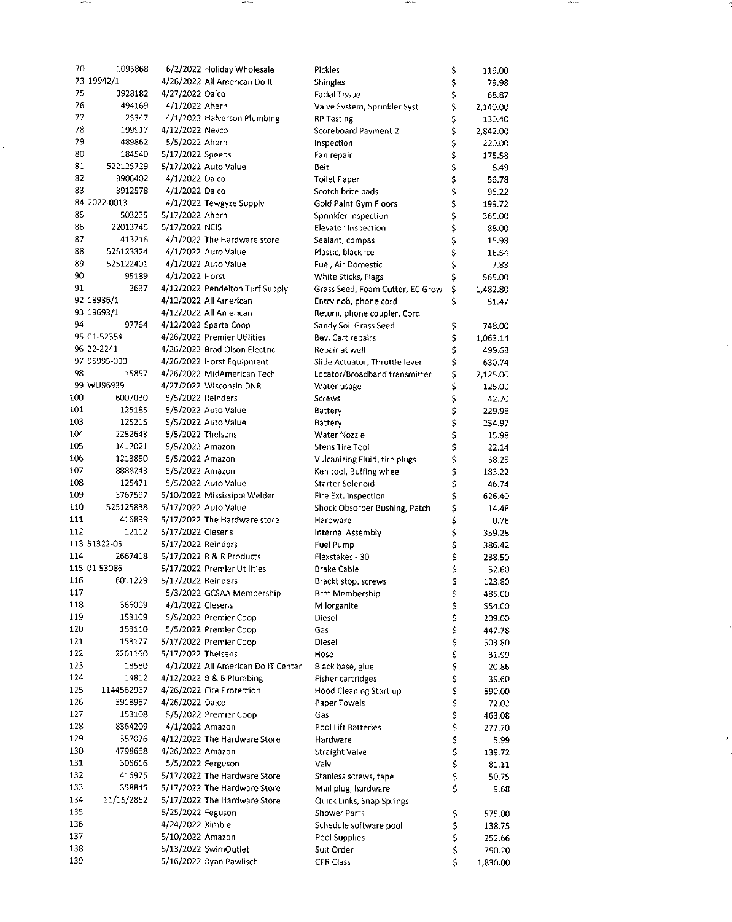| | | | | | | |
|---|---|---|---|---|---|---|
| 70 | 1095868 | 6/2/2022 | Holiday Wholesale | Pickles | $ | 119.00 |
| 73 | 19942/1 | 4/26/2022 | All American Do It | Shingles | $ | 79.98 |
| 75 | 3928182 | 4/27/2022 | Dalco | Facial Tissue | $ | 68.87 |
| 76 | 494169 | 4/1/2022 | Ahern | Valve System, Sprinkler Syst | $ | 2,140.00 |
| 77 | 25347 | 4/1/2022 | Halverson Plumbing | RP Testing | $ | 130.40 |
| 78 | 199917 | 4/12/2022 | Nevco | Scoreboard Payment 2 | $ | 2,842.00 |
| 79 | 489862 | 5/5/2022 | Ahern | Inspection | $ | 220.00 |
| 80 | 184540 | 5/17/2022 | Speeds | Fan repair | $ | 175.58 |
| 81 | 522125729 | 5/17/2022 | Auto Value | Belt | $ | 8.49 |
| 82 | 3906402 | 4/1/2022 | Dalco | Toilet Paper | $ | 56.78 |
| 83 | 3912578 | 4/1/2022 | Dalco | Scotch brite pads | $ | 96.22 |
| 84 | 2022-0013 | 4/1/2022 | Tewgyze Supply | Gold Paint Gym Floors | $ | 199.72 |
| 85 | 503235 | 5/17/2022 | Ahern | Sprinkler Inspection | $ | 365.00 |
| 86 | 22013745 | 5/17/2022 | NEIS | Elevator Inspection | $ | 88.00 |
| 87 | 413216 | 4/1/2022 | The Hardware store | Sealant, compas | $ | 15.98 |
| 88 | 525123324 | 4/1/2022 | Auto Value | Plastic, black ice | $ | 18.54 |
| 89 | 525122401 | 4/1/2022 | Auto Value | Fuel, Air Domestic | $ | 7.83 |
| 90 | 95189 | 4/1/2022 | Horst | White Sticks, Flags | $ | 565.00 |
| 91 | 3637 | 4/12/2022 | Pendelton Turf Supply | Grass Seed, Foam Cutter, EC Grow | $ | 1,482.80 |
| 92 | 18936/1 | 4/12/2022 | All American | Entry nob, phone cord | $ | 51.47 |
| 93 | 19693/1 | 4/12/2022 | All American | Return, phone coupler, Cord | | |
| 94 | 97764 | 4/12/2022 | Sparta Coop | Sandy Soil Grass Seed | $ | 748.00 |
| 95 | 01-52354 | 4/26/2022 | Premier Utilities | Bev. Cart repairs | $ | 1,063.14 |
| 96 | 22-2241 | 4/26/2022 | Brad Olson Electric | Repair at well | $ | 499.68 |
| 97 | 95995-000 | 4/26/2022 | Horst Equipment | Slide Actuator, Throttle lever | $ | 630.74 |
| 98 | 15857 | 4/26/2022 | MidAmerican Tech | Locator/Broadband transmitter | $ | 2,125.00 |
| 99 | WU96939 | 4/27/2022 | Wisconsin DNR | Water usage | $ | 125.00 |
| 100 | 6007030 | 5/5/2022 | Reinders | Screws | $ | 42.70 |
| 101 | 125185 | 5/5/2022 | Auto Value | Battery | $ | 229.98 |
| 103 | 125215 | 5/5/2022 | Auto Value | Battery | $ | 254.97 |
| 104 | 2252643 | 5/5/2022 | Theisens | Water Nozzle | $ | 15.98 |
| 105 | 1417021 | 5/5/2022 | Amazon | Stens Tire Tool | $ | 22.14 |
| 106 | 1213850 | 5/5/2022 | Amazon | Vulcanizing Fluid, tire plugs | $ | 58.25 |
| 107 | 8888243 | 5/5/2022 | Amazon | Ken tool, Buffing wheel | $ | 183.22 |
| 108 | 125471 | 5/5/2022 | Auto Value | Starter Solenoid | $ | 46.74 |
| 109 | 3767597 | 5/10/2022 | Mississippi Welder | Fire Ext. inspection | $ | 626.40 |
| 110 | 525125838 | 5/17/2022 | Auto Value | Shock Obsorber Bushing, Patch | $ | 14.48 |
| 111 | 416899 | 5/17/2022 | The Hardware store | Hardware | $ | 0.78 |
| 112 | 12112 | 5/17/2022 | Clesens | Internal Assembly | $ | 359.28 |
| 113 | 51322-05 | 5/17/2022 | Reinders | Fuel Pump | $ | 386.42 |
| 114 | 2667418 | 5/17/2022 | R & R Products | Flexstakes - 30 | $ | 238.50 |
| 115 | 01-53086 | 5/17/2022 | Premier Utilities | Brake Cable | $ | 52.60 |
| 116 | 6011229 | 5/17/2022 | Reinders | Brackt stop, screws | $ | 123.80 |
| 117 | | 5/3/2022 | GCSAA Membership | Bret Membership | $ | 485.00 |
| 118 | 366009 | 4/1/2022 | Clesens | Milorganite | $ | 554.00 |
| 119 | 153109 | 5/5/2022 | Premier Coop | Diesel | $ | 209.00 |
| 120 | 153110 | 5/5/2022 | Premier Coop | Gas | $ | 447.78 |
| 121 | 153177 | 5/17/2022 | Premier Coop | Diesel | $ | 503.80 |
| 122 | 2261160 | 5/17/2022 | Theisens | Hose | $ | 31.99 |
| 123 | 18580 | 4/1/2022 | All American Do IT Center | Black base, glue | $ | 20.86 |
| 124 | 14812 | 4/12/2022 | B & B Plumbing | Fisher cartridges | $ | 39.60 |
| 125 | 1144562967 | 4/26/2022 | Fire Protection | Hood Cleaning Start up | $ | 690.00 |
| 126 | 3918957 | 4/26/2022 | Dalco | Paper Towels | $ | 72.02 |
| 127 | 153108 | 5/5/2022 | Premier Coop | Gas | $ | 463.08 |
| 128 | 8364209 | 4/1/2022 | Amazon | Pool Lift Batteries | $ | 277.70 |
| 129 | 357076 | 4/12/2022 | The Hardware Store | Hardware | $ | 5.99 |
| 130 | 4798668 | 4/26/2022 | Amazon | Straight Valve | $ | 139.72 |
| 131 | 306616 | 5/5/2022 | Ferguson | Valv | $ | 81.11 |
| 132 | 416975 | 5/17/2022 | The Hardware Store | Stanless screws, tape | $ | 50.75 |
| 133 | 358845 | 5/17/2022 | The Hardware Store | Mail plug, hardware | $ | 9.68 |
| 134 | 11/15/2882 | 5/17/2022 | The Hardware Store | Quick Links, Snap Springs | | |
| 135 | | 5/25/2022 | Feguson | Shower Parts | $ | 575.00 |
| 136 | | 4/24/2022 | Ximble | Schedule software pool | $ | 138.75 |
| 137 | | 5/10/2022 | Amazon | Pool Supplies | $ | 252.66 |
| 138 | | 5/13/2022 | SwimOutlet | Suit Order | $ | 790.20 |
| 139 | | 5/16/2022 | Ryan Pawlisch | CPR Class | $ | 1,830.00 |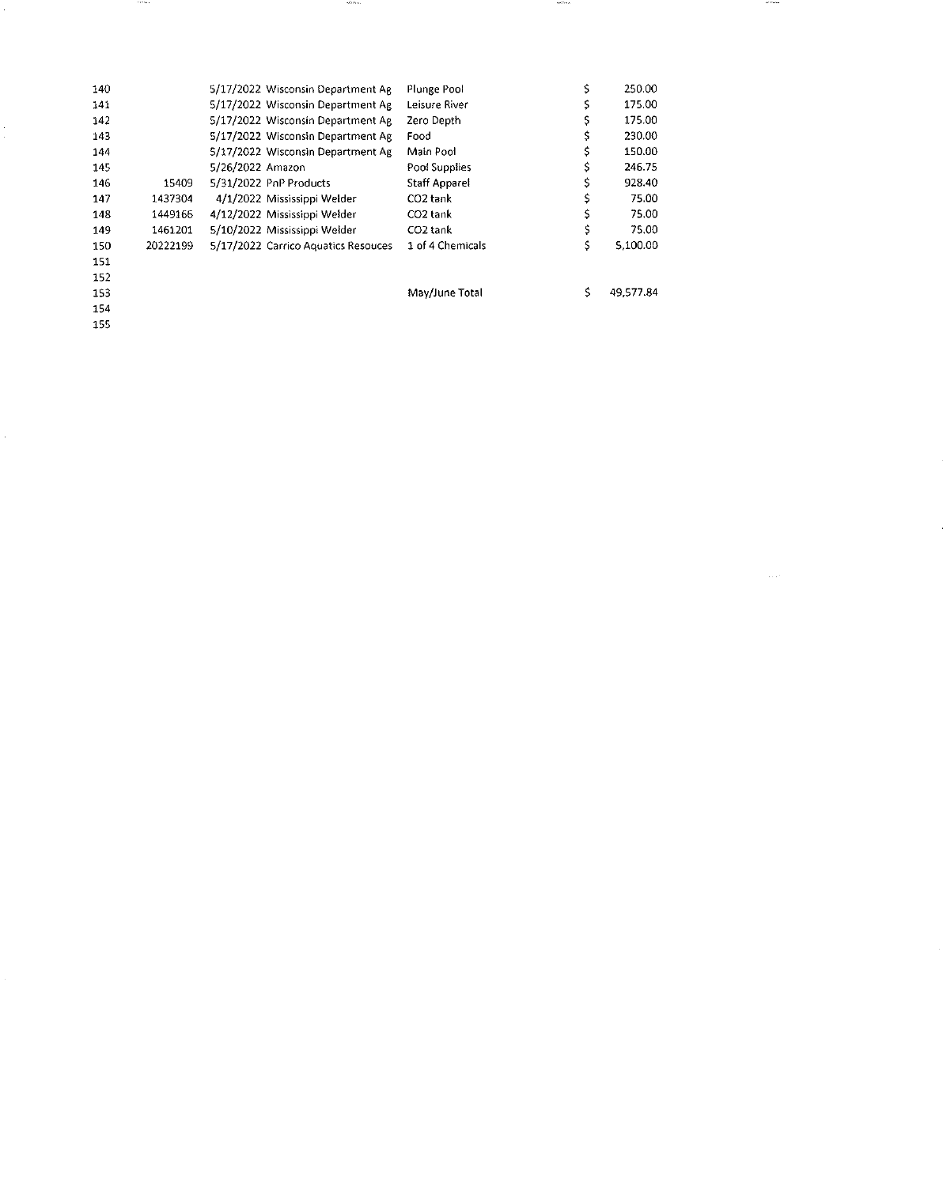| | | | | | | |
|---|---|---|---|---|---|---|
| 140 | | 5/17/2022 | Wisconsin Department Ag | Plunge Pool | $ | 250.00 |
| 141 | | 5/17/2022 | Wisconsin Department Ag | Leisure River | $ | 175.00 |
| 142 | | 5/17/2022 | Wisconsin Department Ag | Zero Depth | $ | 175.00 |
| 143 | | 5/17/2022 | Wisconsin Department Ag | Food | $ | 230.00 |
| 144 | | 5/17/2022 | Wisconsin Department Ag | Main Pool | $ | 150.00 |
| 145 | | 5/26/2022 | Amazon | Pool Supplies | $ | 246.75 |
| 146 | 15409 | 5/31/2022 | PnP Products | Staff Apparel | $ | 928.40 |
| 147 | 1437304 | 4/1/2022 | Mississippi Welder | CO2 tank | $ | 75.00 |
| 148 | 1449166 | 4/12/2022 | Mississippi Welder | CO2 tank | $ | 75.00 |
| 149 | 1461201 | 5/10/2022 | Mississippi Welder | CO2 tank | $ | 75.00 |
| 150 | 20222199 | 5/17/2022 | Carrico Aquatics Resouces | 1 of 4 Chemicals | $ | 5,100.00 |
| 151 | | | | | | |
| 152 | | | | | | |
| 153 | | | | May/June Total | $ | 49,577.84 |
| 154 | | | | | | |
| 155 | | | | | | |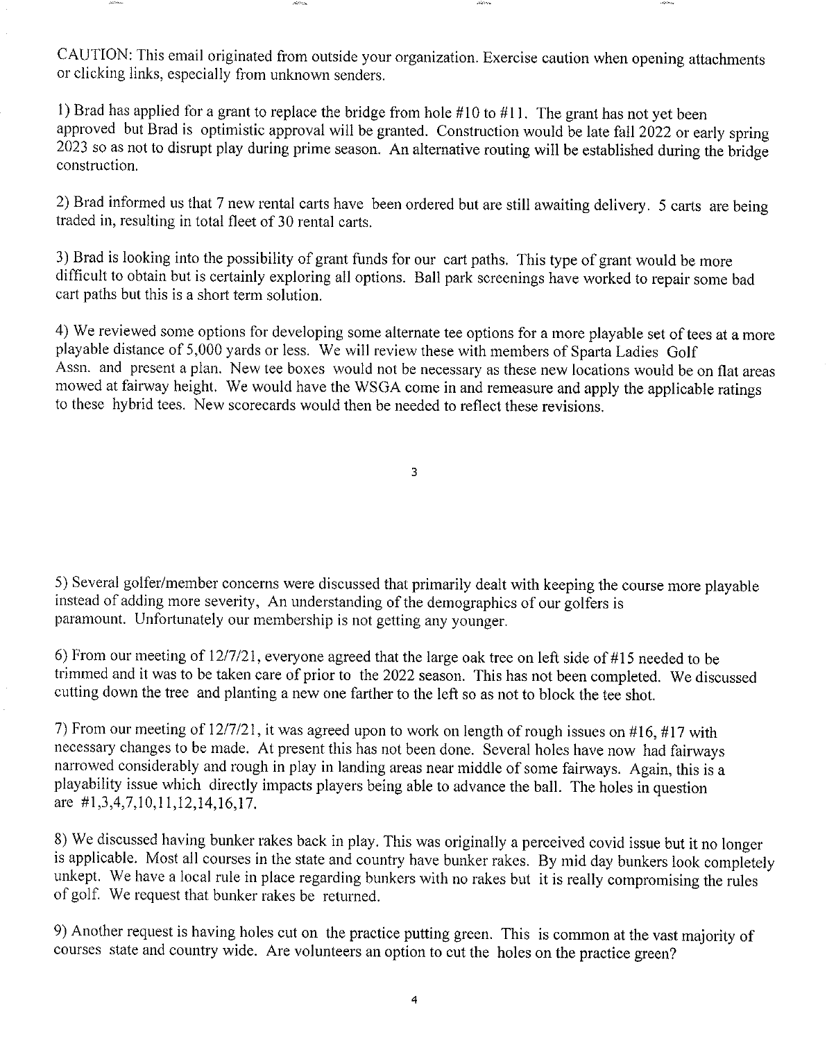CAUTION: This email originated from outside your organization. Exercise caution when opening attachments or clicking links, especially from unknown senders.

1) Brad has applied for a grant to replace the bridge from hole #10 to #11. The grant has not yet been approved but Brad is optimistic approval will be granted. Construction would be late fall 2022 or early spring 2023 so as not to disrupt play during prime season. An alternative routing will be established during the bridge construction.

2) Brad informed us that 7 new rental carts have been ordered but are still awaiting delivery. 5 carts are being traded in, resulting in total fleet of 30 rental carts.

3) Brad is looking into the possibility of grant funds for our cart paths. This type of grant would be more difficult to obtain but is certainly exploring all options. Ball park screenings have worked to repair some bad cart paths but this is a short term solution.

4) We reviewed some options for developing some alternate tee options for a more playable set of tees at a more playable distance of 5,000 yards or less. We will review these with members of Sparta Ladies Golf Assn. and present a plan. New tee boxes would not be necessary as these new locations would be on flat areas mowed at fairway height. We would have the WSGA come in and remeasure and apply the applicable ratings to these hybrid tees. New scorecards would then be needed to reflect these revisions.

5) Several golfer/member concerns were discussed that primarily dealt with keeping the course more playable instead of adding more severity, An understanding of the demographics of our golfers is paramount. Unfortunately our membership is not getting any younger.

6) From our meeting of 12/7/21, everyone agreed that the large oak tree on left side of #15 needed to be trimmed and it was to be taken care of prior to the 2022 season. This has not been completed. We discussed cutting down the tree and planting a new one farther to the left so as not to block the tee shot.

7) From our meeting of 12/7/21, it was agreed upon to work on length of rough issues on #16, #17 with necessary changes to be made. At present this has not been done. Several holes have now had fairways narrowed considerably and rough in play in landing areas near middle of some fairways. Again, this is a playability issue which directly impacts players being able to advance the ball. The holes in question are #1,3,4,7,10,11,12,14,16,17.

8) We discussed having bunker rakes back in play. This was originally a perceived covid issue but it no longer is applicable. Most all courses in the state and country have bunker rakes. By mid day bunkers look completely unkept. We have a local rule in place regarding bunkers with no rakes but it is really compromising the rules of golf. We request that bunker rakes be returned.

9) Another request is having holes cut on the practice putting green. This is common at the vast majority of courses state and country wide. Are volunteers an option to cut the holes on the practice green?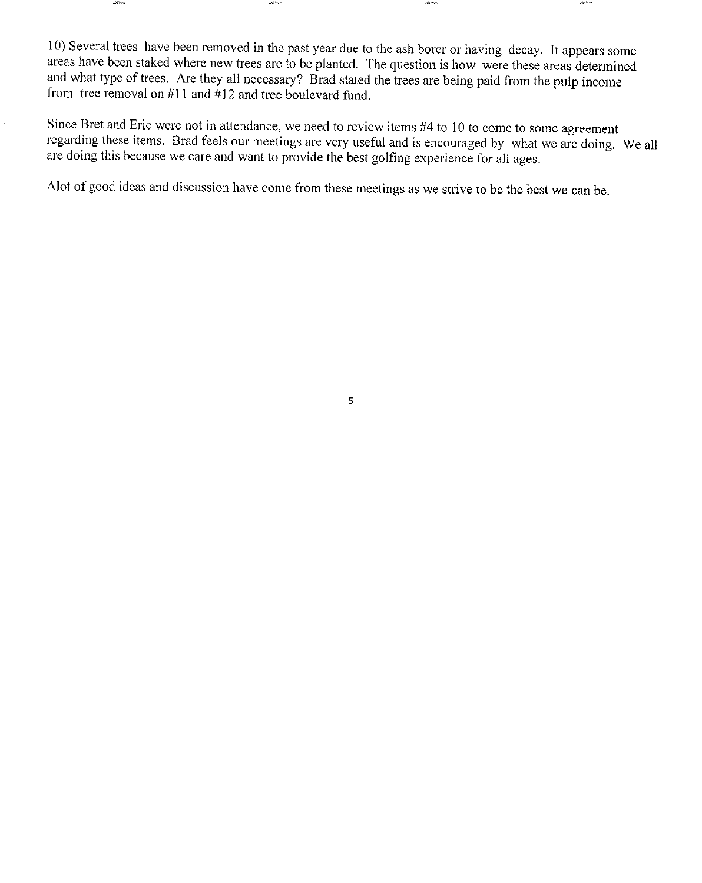10) Several trees have been removed in the past year due to the ash borer or having decay. It appears some areas have been staked where new trees are to be planted. The question is how were these areas determined and what type of trees. Are they all necessary? Brad stated the trees are being paid from the pulp income from tree removal on #11 and #12 and tree boulevard fund.

Since Bret and Eric were not in attendance, we need to review items #4 to 10 to come to some agreement regarding these items. Brad feels our meetings are very useful and is encouraged by what we are doing. We all are doing this because we care and want to provide the best golfing experience for all ages.

Alot of good ideas and discussion have come from these meetings as we strive to be the best we can be.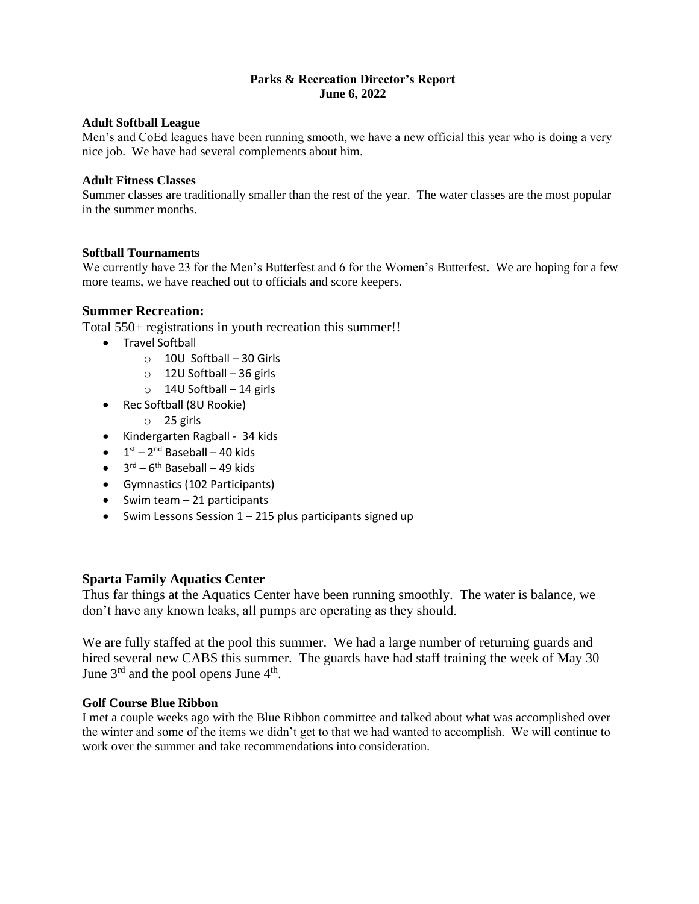**Parks & Recreation Director's Report**
**June 6, 2022**

**Adult Softball League**
Men's and CoEd leagues have been running smooth, we have a new official this year who is doing a very nice job. We have had several complements about him.

**Adult Fitness Classes**
Summer classes are traditionally smaller than the rest of the year. The water classes are the most popular in the summer months.

**Softball Tournaments**
We currently have 23 for the Men's Butterfest and 6 for the Women's Butterfest. We are hoping for a few more teams, we have reached out to officials and score keepers.

## Summer Recreation:

Total 550+ registrations in youth recreation this summer!!

- Travel Softball
  - 10U Softball – 30 Girls
  - 12U Softball – 36 girls
  - 14U Softball – 14 girls
- Rec Softball (8U Rookie)
  - 25 girls
- Kindergarten Ragball - 34 kids
- 1st – 2nd Baseball – 40 kids
- 3rd – 6th Baseball – 49 kids
- Gymnastics (102 Participants)
- Swim team – 21 participants
- Swim Lessons Session 1 – 215 plus participants signed up

## Sparta Family Aquatics Center

Thus far things at the Aquatics Center have been running smoothly. The water is balance, we don't have any known leaks, all pumps are operating as they should.

We are fully staffed at the pool this summer. We had a large number of returning guards and hired several new CABS this summer. The guards have had staff training the week of May 30 – June 3rd and the pool opens June 4th.

**Golf Course Blue Ribbon**
I met a couple weeks ago with the Blue Ribbon committee and talked about what was accomplished over the winter and some of the items we didn't get to that we had wanted to accomplish. We will continue to work over the summer and take recommendations into consideration.